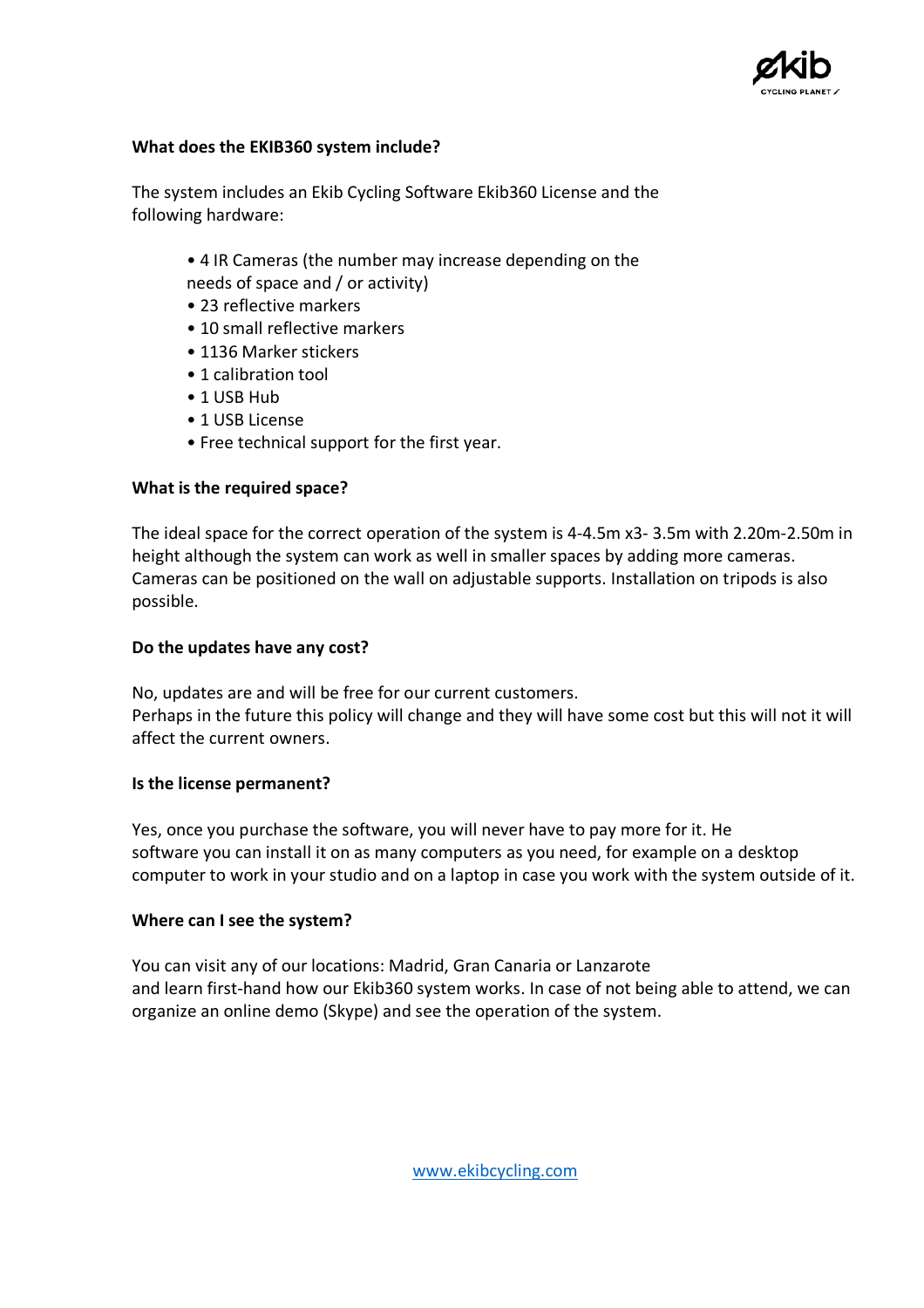**What does the EKIB360 system include?**

The system includes an Ekib Cycling Software Ekib360 License and the following hardware:

- 4 IR Cameras (the number may increase depending on the needs of space and / or activity)
- 23 reflective markers
- 10 small reflective markers
- 1136 Marker stickers
- 1 calibration tool
- 1 USB Hub
- 1 USB License
- Free technical support for the first year.

**What is the required space?**

The ideal space for the correct operation of the system is 4-4.5m x3- 3.5m with 2.20m-2.50m in height although the system can work as well in smaller spaces by adding more cameras. Cameras can be positioned on the wall on adjustable supports. Installation on tripods is also possible.

**Do the updates have any cost?**

No, updates are and will be free for our current customers.
Perhaps in the future this policy will change and they will have some cost but this will not it will affect the current owners.

**Is the license permanent?**

Yes, once you purchase the software, you will never have to pay more for it. He software you can install it on as many computers as you need, for example on a desktop computer to work in your studio and on a laptop in case you work with the system outside of it.

**Where can I see the system?**

You can visit any of our locations: Madrid, Gran Canaria or Lanzarote and learn first-hand how our Ekib360 system works. In case of not being able to attend, we can organize an online demo (Skype) and see the operation of the system.

[www.ekibcycling.com](http://www.ekibcycling.com)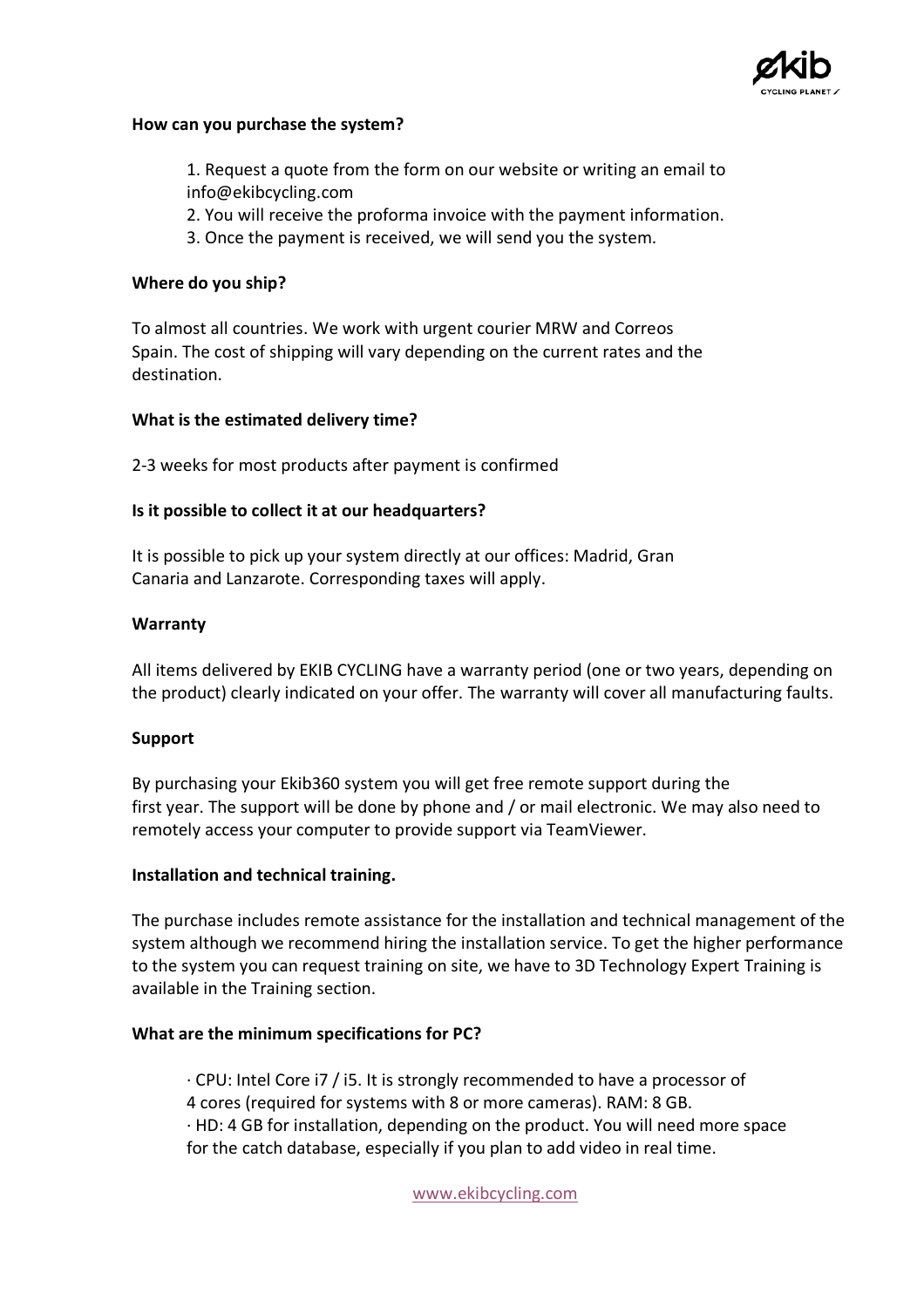**How can you purchase the system?**

1. Request a quote from the form on our website or writing an email to info@ekibcycling.com
2. You will receive the proforma invoice with the payment information.
3. Once the payment is received, we will send you the system.

**Where do you ship?**

To almost all countries. We work with urgent courier MRW and Correos Spain. The cost of shipping will vary depending on the current rates and the destination.

**What is the estimated delivery time?**

2-3 weeks for most products after payment is confirmed

**Is it possible to collect it at our headquarters?**

It is possible to pick up your system directly at our offices: Madrid, Gran Canaria and Lanzarote. Corresponding taxes will apply.

**Warranty**

All items delivered by EKIB CYCLING have a warranty period (one or two years, depending on the product) clearly indicated on your offer. The warranty will cover all manufacturing faults.

**Support**

By purchasing your Ekib360 system you will get free remote support during the first year. The support will be done by phone and / or mail electronic. We may also need to remotely access your computer to provide support via TeamViewer.

**Installation and technical training.**

The purchase includes remote assistance for the installation and technical management of the system although we recommend hiring the installation service. To get the higher performance to the system you can request training on site, we have to 3D Technology Expert Training is available in the Training section.

**What are the minimum specifications for PC?**

· CPU: Intel Core i7 / i5. It is strongly recommended to have a processor of 4 cores (required for systems with 8 or more cameras). RAM: 8 GB.
· HD: 4 GB for installation, depending on the product. You will need more space for the catch database, especially if you plan to add video in real time.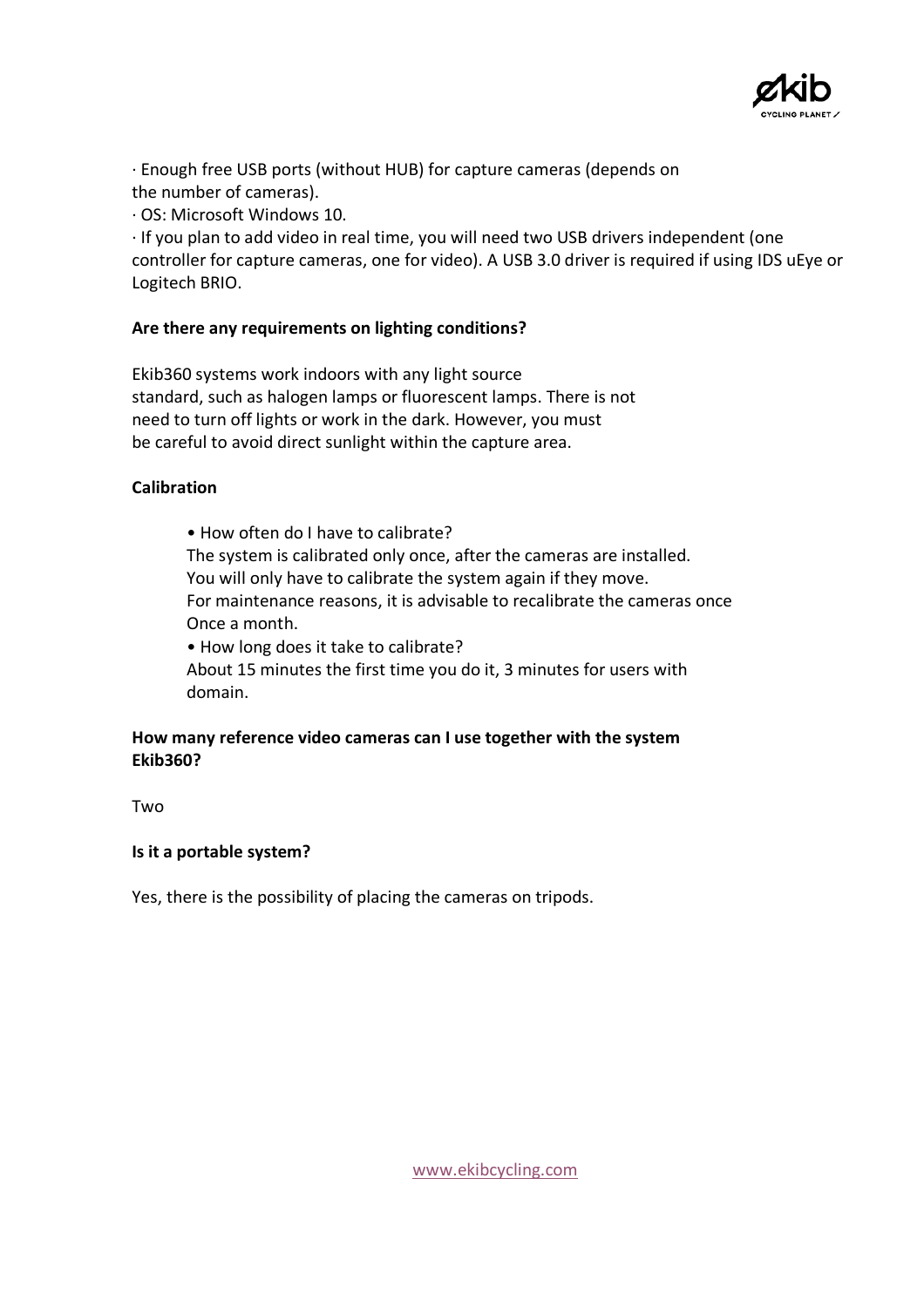· Enough free USB ports (without HUB) for capture cameras (depends on the number of cameras).
· OS: Microsoft Windows 10.
· If you plan to add video in real time, you will need two USB drivers independent (one controller for capture cameras, one for video). A USB 3.0 driver is required if using IDS uEye or Logitech BRIO.

**Are there any requirements on lighting conditions?**

Ekib360 systems work indoors with any light source standard, such as halogen lamps or fluorescent lamps. There is not need to turn off lights or work in the dark. However, you must be careful to avoid direct sunlight within the capture area.

**Calibration**

- How often do I have to calibrate?
  The system is calibrated only once, after the cameras are installed. You will only have to calibrate the system again if they move. For maintenance reasons, it is advisable to recalibrate the cameras once Once a month.
- How long does it take to calibrate?
  About 15 minutes the first time you do it, 3 minutes for users with domain.

**How many reference video cameras can I use together with the system Ekib360?**

Two

**Is it a portable system?**

Yes, there is the possibility of placing the cameras on tripods.

www.ekibcycling.com